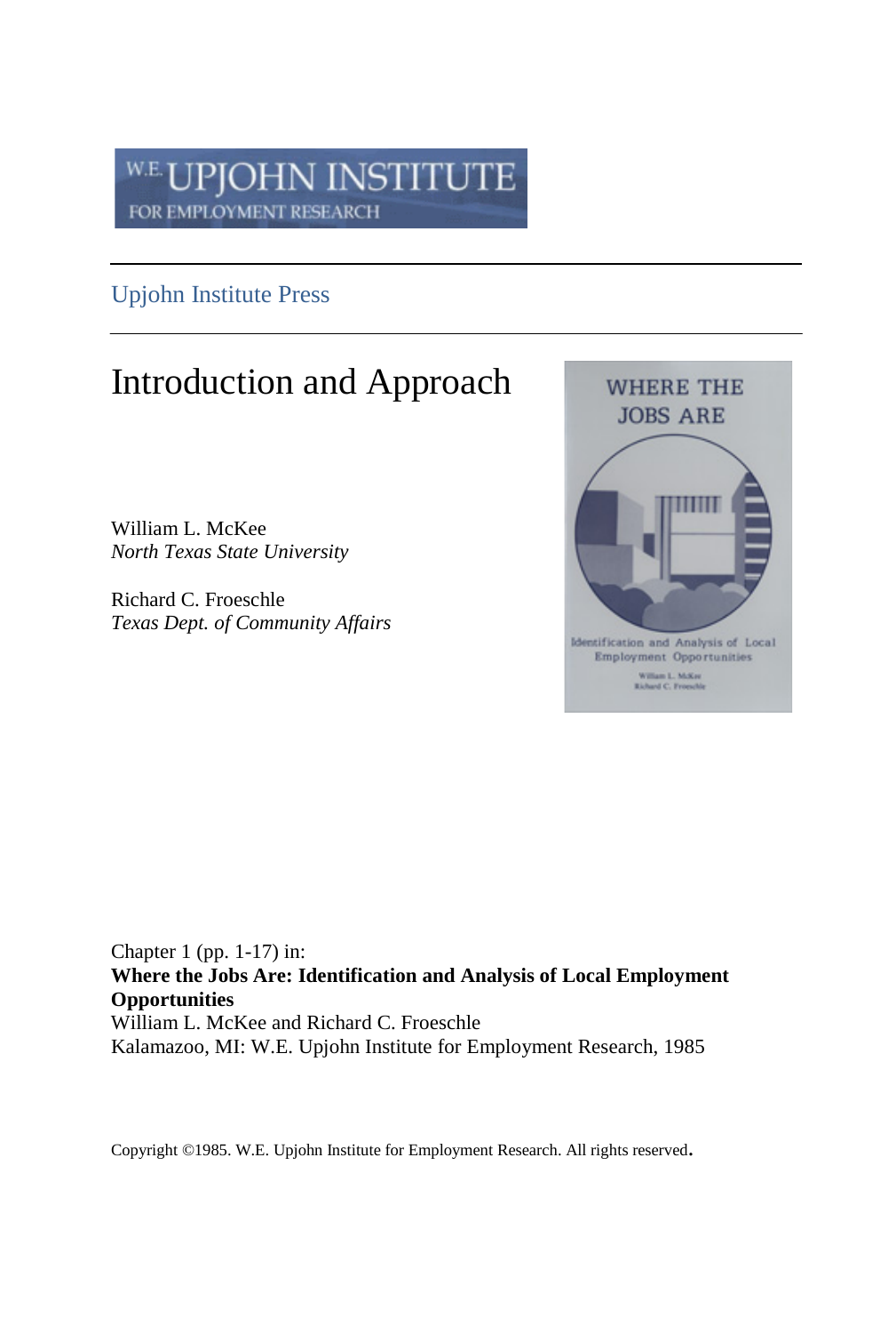W.E. UPJOHN INSTITUTE FOR EMPLOYMENT RESEARCH

Upjohn Institute Press

# Introduction and Approach

William L. McKee
*North Texas State University*

Richard C. Froeschle
*Texas Dept. of Community Affairs*

Chapter 1 (pp. 1-17) in:
**Where the Jobs Are: Identification and Analysis of Local Employment Opportunities**
William L. McKee and Richard C. Froeschle
Kalamazoo, MI: W.E. Upjohn Institute for Employment Research, 1985

Copyright ©1985. W.E. Upjohn Institute for Employment Research. All rights reserved.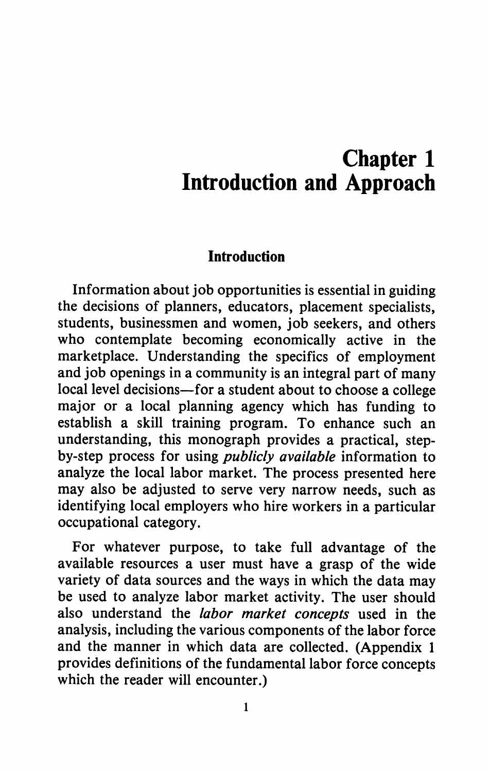# Chapter 1
# Introduction and Approach

## Introduction

Information about job opportunities is essential in guiding the decisions of planners, educators, placement specialists, students, businessmen and women, job seekers, and others who contemplate becoming economically active in the marketplace. Understanding the specifics of employment and job openings in a community is an integral part of many local level decisions—for a student about to choose a college major or a local planning agency which has funding to establish a skill training program. To enhance such an understanding, this monograph provides a practical, step-by-step process for using *publicly available* information to analyze the local labor market. The process presented here may also be adjusted to serve very narrow needs, such as identifying local employers who hire workers in a particular occupational category.

For whatever purpose, to take full advantage of the available resources a user must have a grasp of the wide variety of data sources and the ways in which the data may be used to analyze labor market activity. The user should also understand the *labor market concepts* used in the analysis, including the various components of the labor force and the manner in which data are collected. (Appendix 1 provides definitions of the fundamental labor force concepts which the reader will encounter.)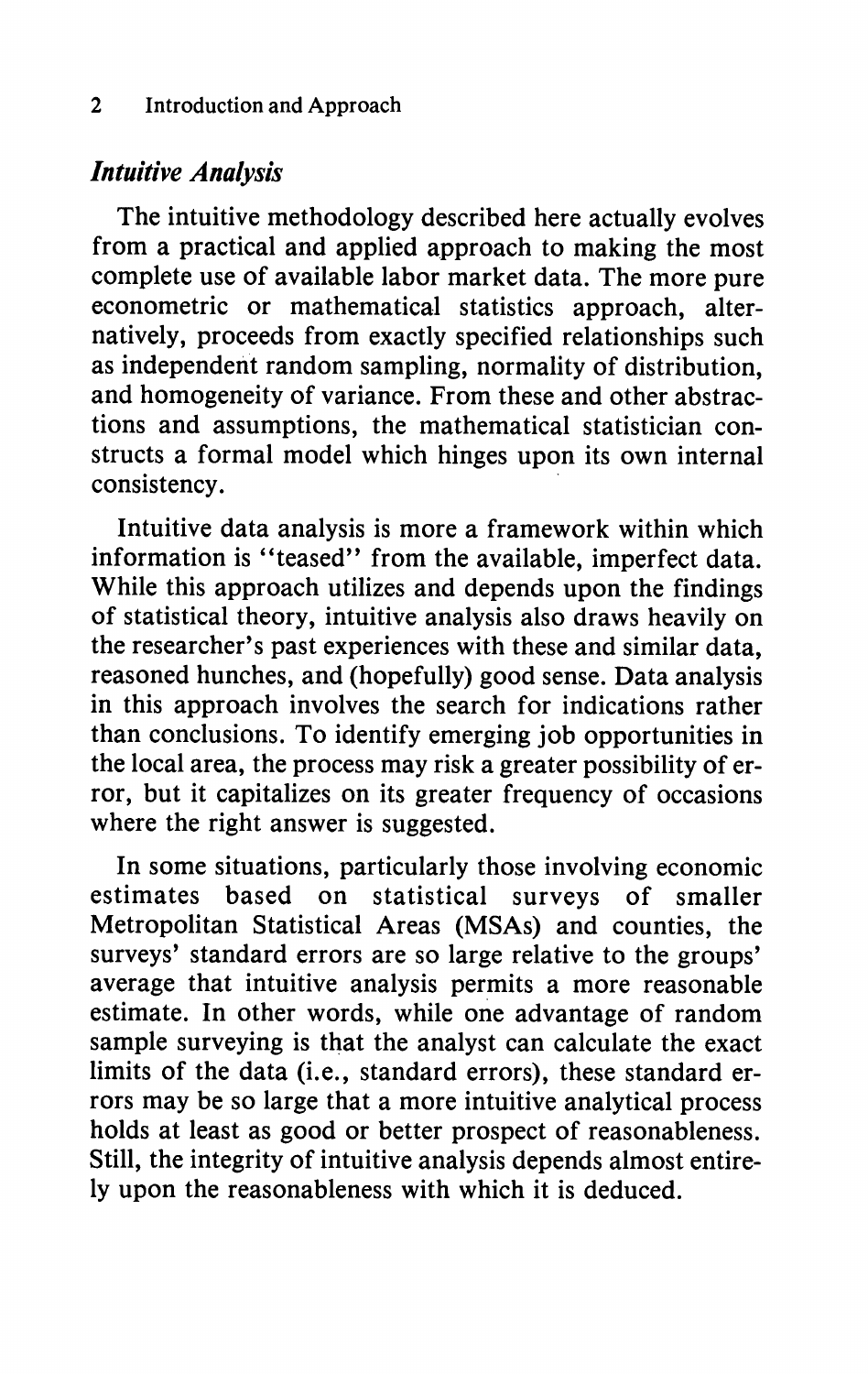## *Intuitive Analysis*

The intuitive methodology described here actually evolves from a practical and applied approach to making the most complete use of available labor market data. The more pure econometric or mathematical statistics approach, alternatively, proceeds from exactly specified relationships such as independent random sampling, normality of distribution, and homogeneity of variance. From these and other abstractions and assumptions, the mathematical statistician constructs a formal model which hinges upon its own internal consistency.

Intuitive data analysis is more a framework within which information is "teased" from the available, imperfect data. While this approach utilizes and depends upon the findings of statistical theory, intuitive analysis also draws heavily on the researcher's past experiences with these and similar data, reasoned hunches, and (hopefully) good sense. Data analysis in this approach involves the search for indications rather than conclusions. To identify emerging job opportunities in the local area, the process may risk a greater possibility of error, but it capitalizes on its greater frequency of occasions where the right answer is suggested.

In some situations, particularly those involving economic estimates based on statistical surveys of smaller Metropolitan Statistical Areas (MSAs) and counties, the surveys' standard errors are so large relative to the groups' average that intuitive analysis permits a more reasonable estimate. In other words, while one advantage of random sample surveying is that the analyst can calculate the exact limits of the data (i.e., standard errors), these standard errors may be so large that a more intuitive analytical process holds at least as good or better prospect of reasonableness. Still, the integrity of intuitive analysis depends almost entirely upon the reasonableness with which it is deduced.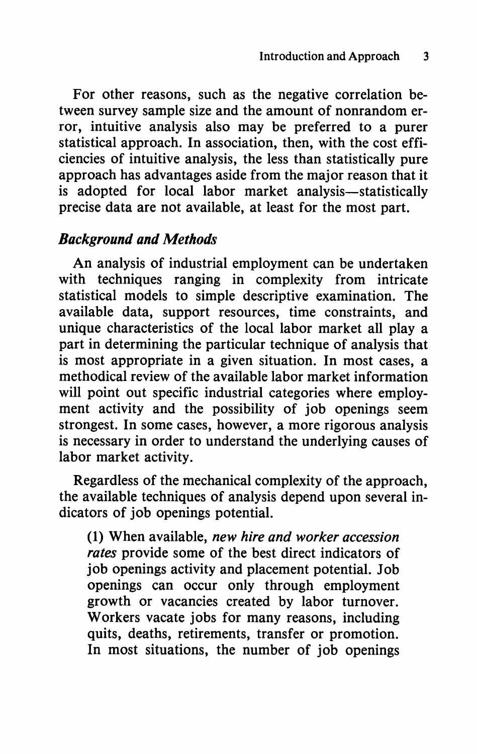For other reasons, such as the negative correlation between survey sample size and the amount of nonrandom error, intuitive analysis also may be preferred to a purer statistical approach. In association, then, with the cost efficiencies of intuitive analysis, the less than statistically pure approach has advantages aside from the major reason that it is adopted for local labor market analysis—statistically precise data are not available, at least for the most part.

### *Background and Methods*

An analysis of industrial employment can be undertaken with techniques ranging in complexity from intricate statistical models to simple descriptive examination. The available data, support resources, time constraints, and unique characteristics of the local labor market all play a part in determining the particular technique of analysis that is most appropriate in a given situation. In most cases, a methodical review of the available labor market information will point out specific industrial categories where employment activity and the possibility of job openings seem strongest. In some cases, however, a more rigorous analysis is necessary in order to understand the underlying causes of labor market activity.

Regardless of the mechanical complexity of the approach, the available techniques of analysis depend upon several indicators of job openings potential.

(1) When available, *new hire and worker accession rates* provide some of the best direct indicators of job openings activity and placement potential. Job openings can occur only through employment growth or vacancies created by labor turnover. Workers vacate jobs for many reasons, including quits, deaths, retirements, transfer or promotion. In most situations, the number of job openings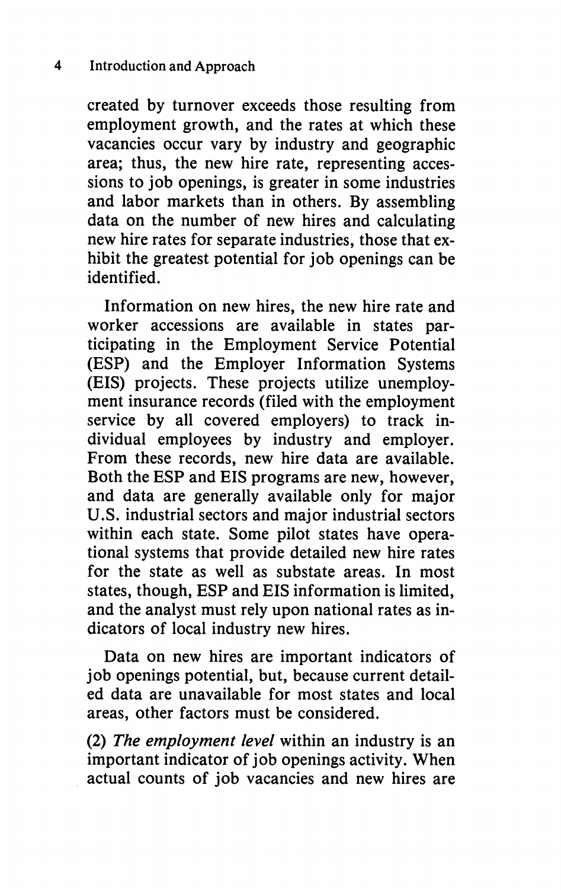created by turnover exceeds those resulting from employment growth, and the rates at which these vacancies occur vary by industry and geographic area; thus, the new hire rate, representing accessions to job openings, is greater in some industries and labor markets than in others. By assembling data on the number of new hires and calculating new hire rates for separate industries, those that exhibit the greatest potential for job openings can be identified.

Information on new hires, the new hire rate and worker accessions are available in states participating in the Employment Service Potential (ESP) and the Employer Information Systems (EIS) projects. These projects utilize unemployment insurance records (filed with the employment service by all covered employers) to track individual employees by industry and employer. From these records, new hire data are available. Both the ESP and EIS programs are new, however, and data are generally available only for major U.S. industrial sectors and major industrial sectors within each state. Some pilot states have operational systems that provide detailed new hire rates for the state as well as substate areas. In most states, though, ESP and EIS information is limited, and the analyst must rely upon national rates as indicators of local industry new hires.

Data on new hires are important indicators of job openings potential, but, because current detailed data are unavailable for most states and local areas, other factors must be considered.

(2) *The employment level* within an industry is an important indicator of job openings activity. When actual counts of job vacancies and new hires are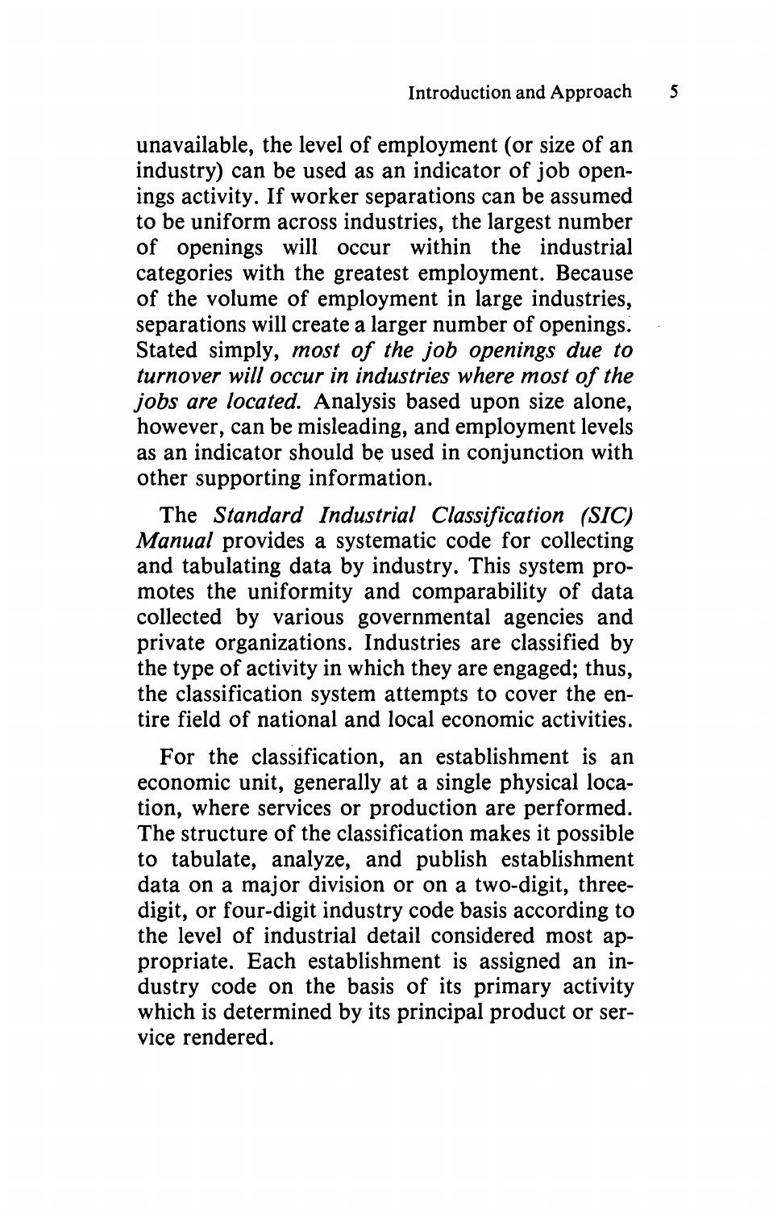unavailable, the level of employment (or size of an industry) can be used as an indicator of job openings activity. If worker separations can be assumed to be uniform across industries, the largest number of openings will occur within the industrial categories with the greatest employment. Because of the volume of employment in large industries, separations will create a larger number of openings. Stated simply, *most of the job openings due to turnover will occur in industries where most of the jobs are located.* Analysis based upon size alone, however, can be misleading, and employment levels as an indicator should be used in conjunction with other supporting information.

The *Standard Industrial Classification (SIC) Manual* provides a systematic code for collecting and tabulating data by industry. This system promotes the uniformity and comparability of data collected by various governmental agencies and private organizations. Industries are classified by the type of activity in which they are engaged; thus, the classification system attempts to cover the entire field of national and local economic activities.

For the classification, an establishment is an economic unit, generally at a single physical location, where services or production are performed. The structure of the classification makes it possible to tabulate, analyze, and publish establishment data on a major division or on a two-digit, three-digit, or four-digit industry code basis according to the level of industrial detail considered most appropriate. Each establishment is assigned an industry code on the basis of its primary activity which is determined by its principal product or service rendered.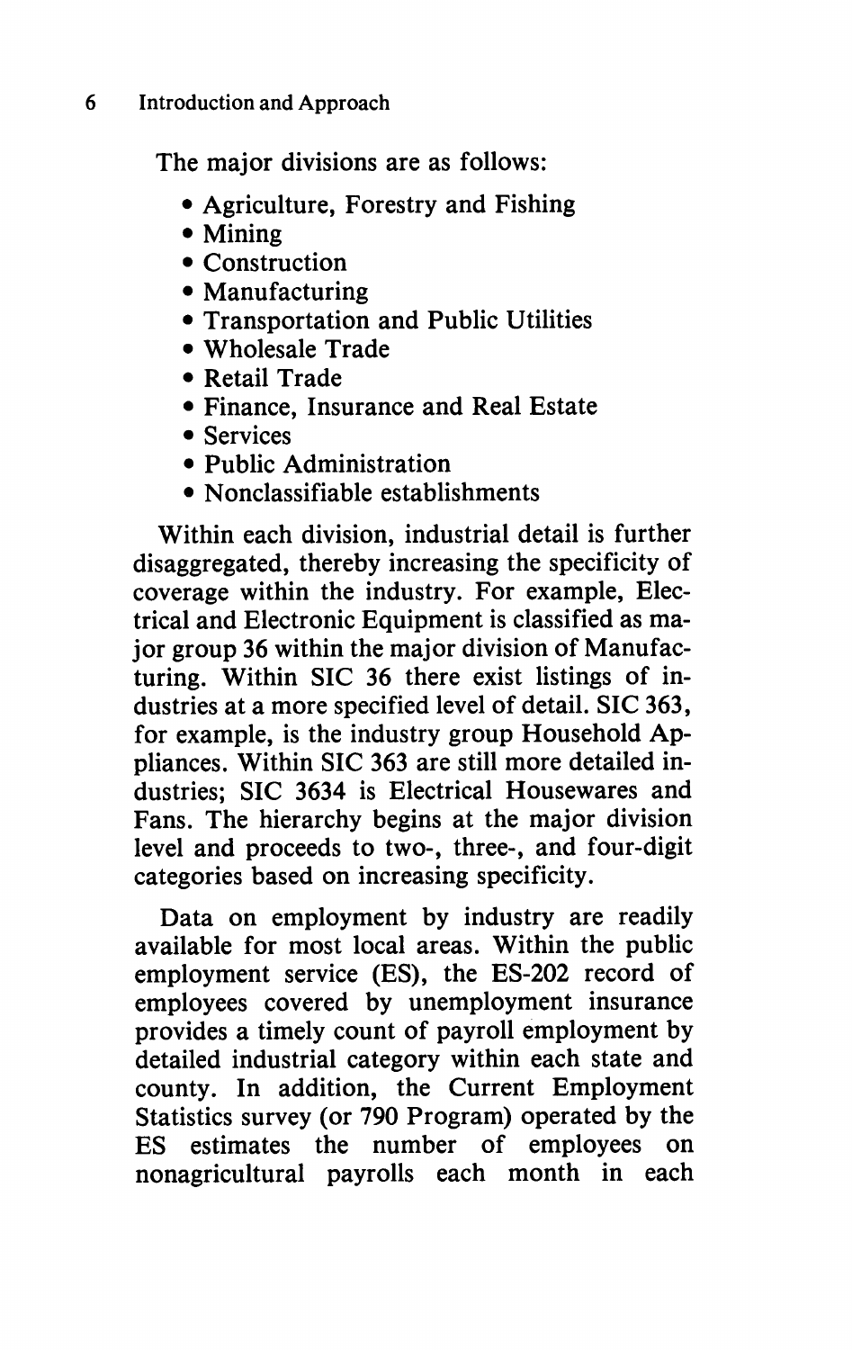The major divisions are as follows:

- Agriculture, Forestry and Fishing
- Mining
- Construction
- Manufacturing
- Transportation and Public Utilities
- Wholesale Trade
- Retail Trade
- Finance, Insurance and Real Estate
- Services
- Public Administration
- Nonclassifiable establishments

Within each division, industrial detail is further disaggregated, thereby increasing the specificity of coverage within the industry. For example, Electrical and Electronic Equipment is classified as major group 36 within the major division of Manufacturing. Within SIC 36 there exist listings of industries at a more specified level of detail. SIC 363, for example, is the industry group Household Appliances. Within SIC 363 are still more detailed industries; SIC 3634 is Electrical Housewares and Fans. The hierarchy begins at the major division level and proceeds to two-, three-, and four-digit categories based on increasing specificity.

Data on employment by industry are readily available for most local areas. Within the public employment service (ES), the ES-202 record of employees covered by unemployment insurance provides a timely count of payroll employment by detailed industrial category within each state and county. In addition, the Current Employment Statistics survey (or 790 Program) operated by the ES estimates the number of employees on nonagricultural payrolls each month in each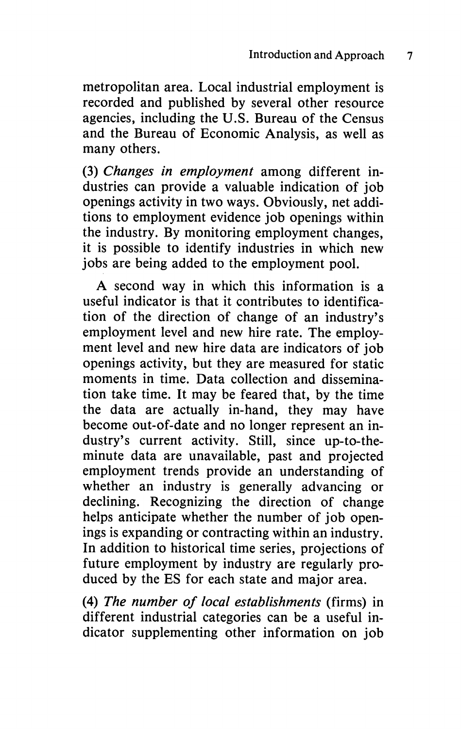metropolitan area. Local industrial employment is recorded and published by several other resource agencies, including the U.S. Bureau of the Census and the Bureau of Economic Analysis, as well as many others.

(3) *Changes in employment* among different industries can provide a valuable indication of job openings activity in two ways. Obviously, net additions to employment evidence job openings within the industry. By monitoring employment changes, it is possible to identify industries in which new jobs are being added to the employment pool.

A second way in which this information is a useful indicator is that it contributes to identification of the direction of change of an industry's employment level and new hire rate. The employment level and new hire data are indicators of job openings activity, but they are measured for static moments in time. Data collection and dissemination take time. It may be feared that, by the time the data are actually in-hand, they may have become out-of-date and no longer represent an industry's current activity. Still, since up-to-the-minute data are unavailable, past and projected employment trends provide an understanding of whether an industry is generally advancing or declining. Recognizing the direction of change helps anticipate whether the number of job openings is expanding or contracting within an industry. In addition to historical time series, projections of future employment by industry are regularly produced by the ES for each state and major area.

(4) *The number of local establishments* (firms) in different industrial categories can be a useful indicator supplementing other information on job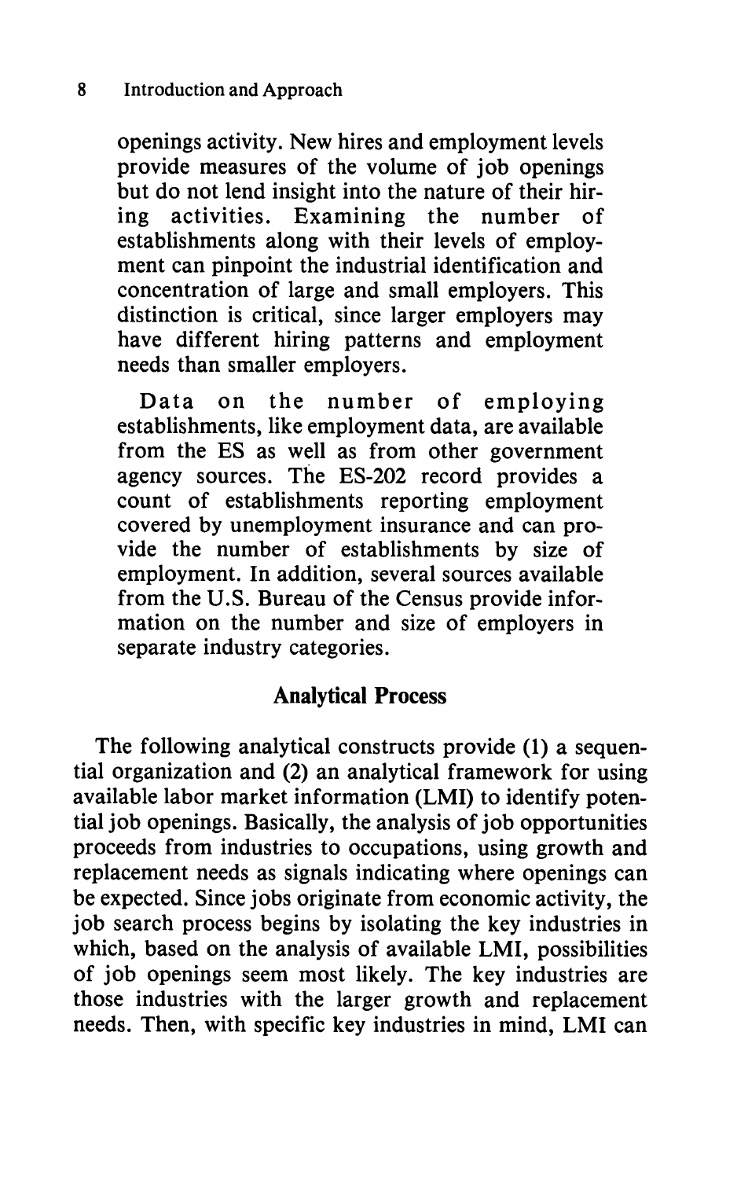openings activity. New hires and employment levels provide measures of the volume of job openings but do not lend insight into the nature of their hiring activities. Examining the number of establishments along with their levels of employment can pinpoint the industrial identification and concentration of large and small employers. This distinction is critical, since larger employers may have different hiring patterns and employment needs than smaller employers.

Data on the number of employing establishments, like employment data, are available from the ES as well as from other government agency sources. The ES-202 record provides a count of establishments reporting employment covered by unemployment insurance and can provide the number of establishments by size of employment. In addition, several sources available from the U.S. Bureau of the Census provide information on the number and size of employers in separate industry categories.

## Analytical Process

The following analytical constructs provide (1) a sequential organization and (2) an analytical framework for using available labor market information (LMI) to identify potential job openings. Basically, the analysis of job opportunities proceeds from industries to occupations, using growth and replacement needs as signals indicating where openings can be expected. Since jobs originate from economic activity, the job search process begins by isolating the key industries in which, based on the analysis of available LMI, possibilities of job openings seem most likely. The key industries are those industries with the larger growth and replacement needs. Then, with specific key industries in mind, LMI can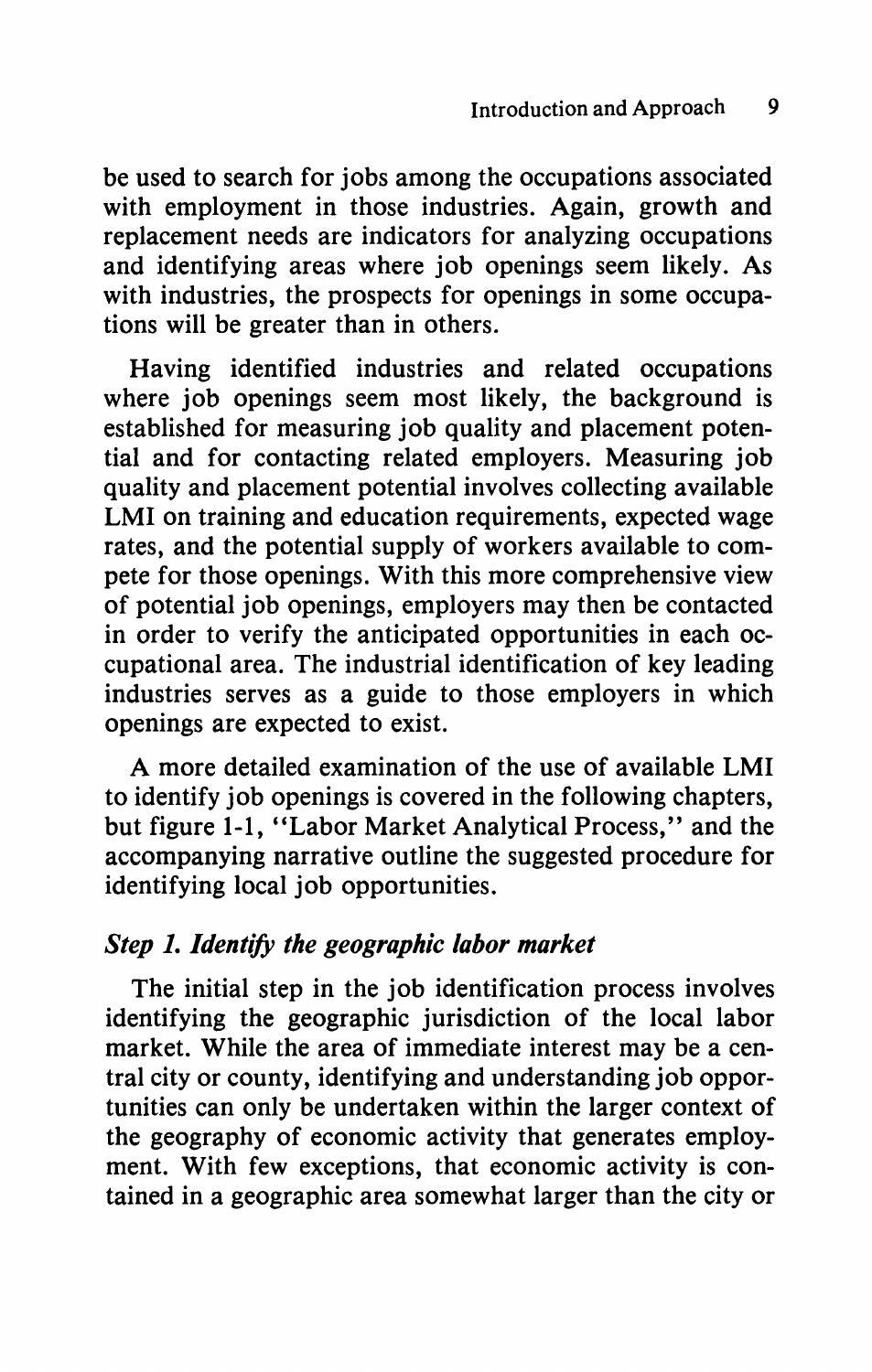be used to search for jobs among the occupations associated with employment in those industries. Again, growth and replacement needs are indicators for analyzing occupations and identifying areas where job openings seem likely. As with industries, the prospects for openings in some occupations will be greater than in others.

Having identified industries and related occupations where job openings seem most likely, the background is established for measuring job quality and placement potential and for contacting related employers. Measuring job quality and placement potential involves collecting available LMI on training and education requirements, expected wage rates, and the potential supply of workers available to compete for those openings. With this more comprehensive view of potential job openings, employers may then be contacted in order to verify the anticipated opportunities in each occupational area. The industrial identification of key leading industries serves as a guide to those employers in which openings are expected to exist.

A more detailed examination of the use of available LMI to identify job openings is covered in the following chapters, but figure 1-1, "Labor Market Analytical Process," and the accompanying narrative outline the suggested procedure for identifying local job opportunities.

### *Step 1. Identify the geographic labor market*

The initial step in the job identification process involves identifying the geographic jurisdiction of the local labor market. While the area of immediate interest may be a central city or county, identifying and understanding job opportunities can only be undertaken within the larger context of the geography of economic activity that generates employment. With few exceptions, that economic activity is contained in a geographic area somewhat larger than the city or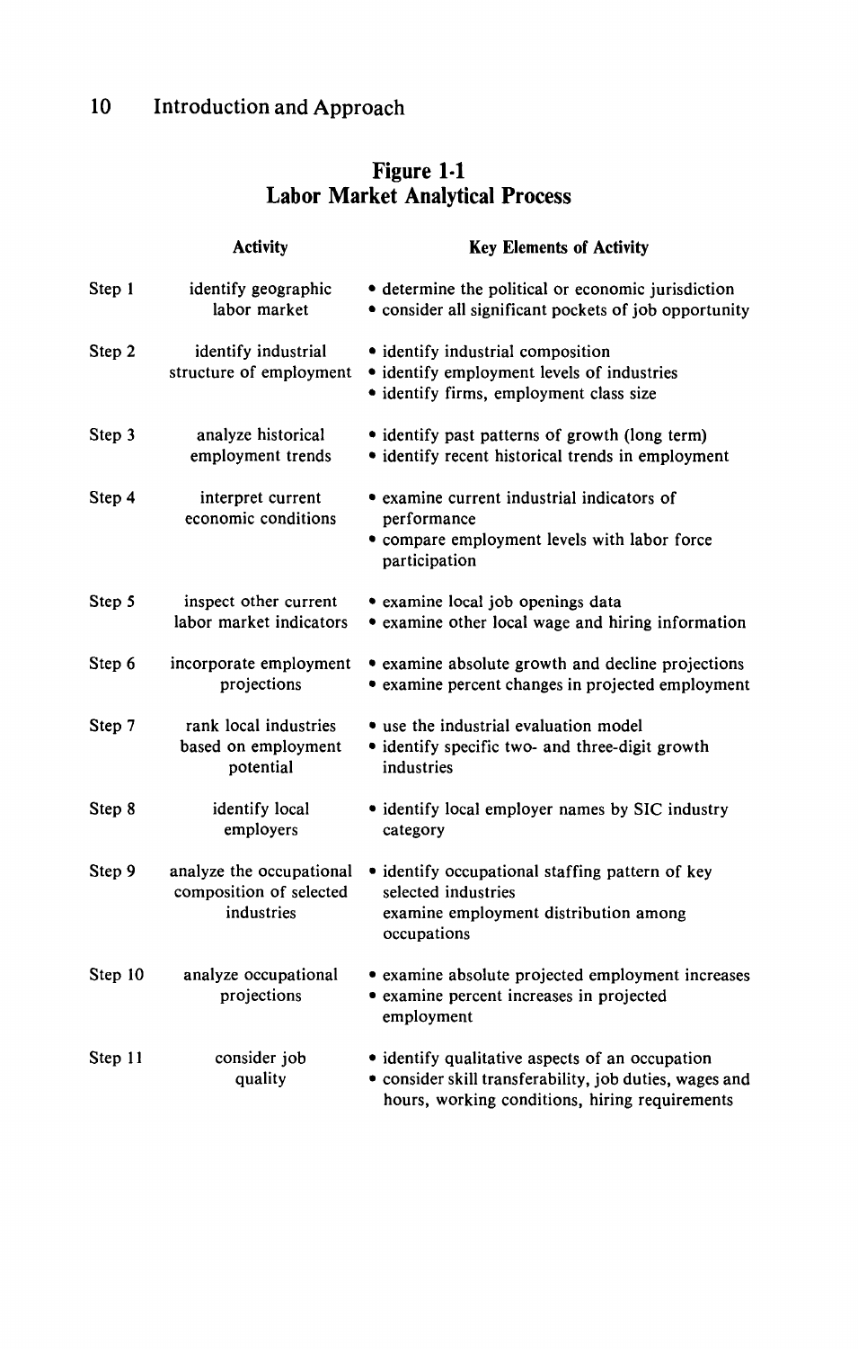## Figure 1-1
## Labor Market Analytical Process

| | Activity | Key Elements of Activity |
|---|---|---|
| Step 1 | identify geographic labor market | • determine the political or economic jurisdiction<br>• consider all significant pockets of job opportunity |
| Step 2 | identify industrial structure of employment | • identify industrial composition<br>• identify employment levels of industries<br>• identify firms, employment class size |
| Step 3 | analyze historical employment trends | • identify past patterns of growth (long term)<br>• identify recent historical trends in employment |
| Step 4 | interpret current economic conditions | • examine current industrial indicators of performance<br>• compare employment levels with labor force participation |
| Step 5 | inspect other current labor market indicators | • examine local job openings data<br>• examine other local wage and hiring information |
| Step 6 | incorporate employment projections | • examine absolute growth and decline projections<br>• examine percent changes in projected employment |
| Step 7 | rank local industries based on employment potential | • use the industrial evaluation model<br>• identify specific two- and three-digit growth industries |
| Step 8 | identify local employers | • identify local employer names by SIC industry category |
| Step 9 | analyze the occupational composition of selected industries | • identify occupational staffing pattern of key selected industries<br>examine employment distribution among occupations |
| Step 10 | analyze occupational projections | • examine absolute projected employment increases<br>• examine percent increases in projected employment |
| Step 11 | consider job quality | • identify qualitative aspects of an occupation<br>• consider skill transferability, job duties, wages and hours, working conditions, hiring requirements |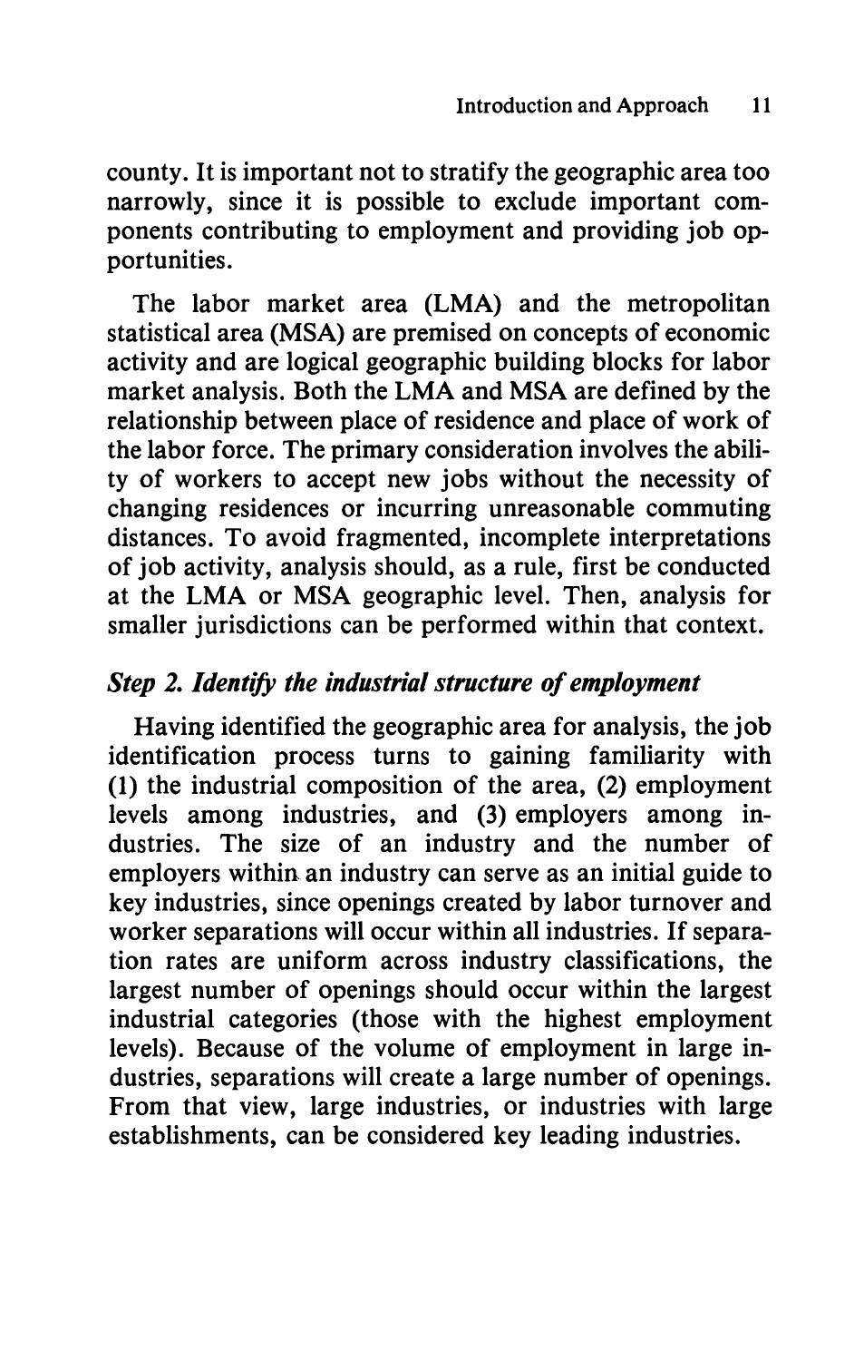county. It is important not to stratify the geographic area too narrowly, since it is possible to exclude important components contributing to employment and providing job opportunities.

The labor market area (LMA) and the metropolitan statistical area (MSA) are premised on concepts of economic activity and are logical geographic building blocks for labor market analysis. Both the LMA and MSA are defined by the relationship between place of residence and place of work of the labor force. The primary consideration involves the ability of workers to accept new jobs without the necessity of changing residences or incurring unreasonable commuting distances. To avoid fragmented, incomplete interpretations of job activity, analysis should, as a rule, first be conducted at the LMA or MSA geographic level. Then, analysis for smaller jurisdictions can be performed within that context.

### *Step 2. Identify the industrial structure of employment*

Having identified the geographic area for analysis, the job identification process turns to gaining familiarity with (1) the industrial composition of the area, (2) employment levels among industries, and (3) employers among industries. The size of an industry and the number of employers within an industry can serve as an initial guide to key industries, since openings created by labor turnover and worker separations will occur within all industries. If separation rates are uniform across industry classifications, the largest number of openings should occur within the largest industrial categories (those with the highest employment levels). Because of the volume of employment in large industries, separations will create a large number of openings. From that view, large industries, or industries with large establishments, can be considered key leading industries.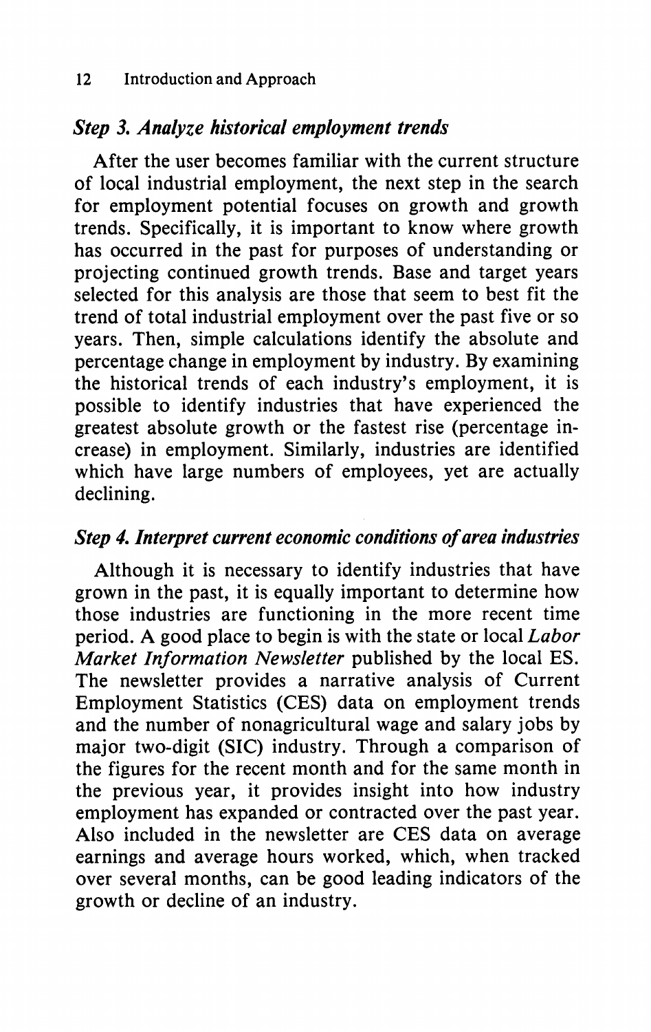### *Step 3. Analyze historical employment trends*

After the user becomes familiar with the current structure of local industrial employment, the next step in the search for employment potential focuses on growth and growth trends. Specifically, it is important to know where growth has occurred in the past for purposes of understanding or projecting continued growth trends. Base and target years selected for this analysis are those that seem to best fit the trend of total industrial employment over the past five or so years. Then, simple calculations identify the absolute and percentage change in employment by industry. By examining the historical trends of each industry's employment, it is possible to identify industries that have experienced the greatest absolute growth or the fastest rise (percentage increase) in employment. Similarly, industries are identified which have large numbers of employees, yet are actually declining.

### *Step 4. Interpret current economic conditions of area industries*

Although it is necessary to identify industries that have grown in the past, it is equally important to determine how those industries are functioning in the more recent time period. A good place to begin is with the state or local *Labor Market Information Newsletter* published by the local ES. The newsletter provides a narrative analysis of Current Employment Statistics (CES) data on employment trends and the number of nonagricultural wage and salary jobs by major two-digit (SIC) industry. Through a comparison of the figures for the recent month and for the same month in the previous year, it provides insight into how industry employment has expanded or contracted over the past year. Also included in the newsletter are CES data on average earnings and average hours worked, which, when tracked over several months, can be good leading indicators of the growth or decline of an industry.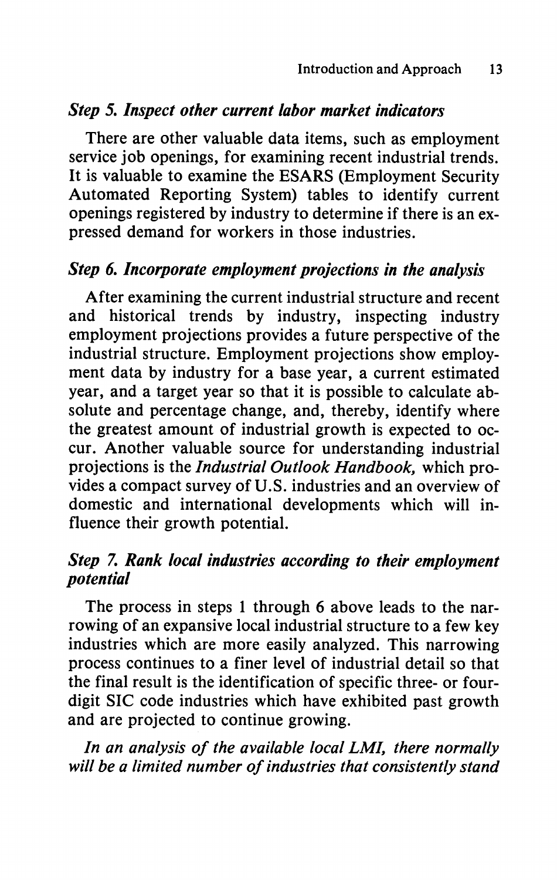### *Step 5. Inspect other current labor market indicators*

There are other valuable data items, such as employment service job openings, for examining recent industrial trends. It is valuable to examine the ESARS (Employment Security Automated Reporting System) tables to identify current openings registered by industry to determine if there is an expressed demand for workers in those industries.

### *Step 6. Incorporate employment projections in the analysis*

After examining the current industrial structure and recent and historical trends by industry, inspecting industry employment projections provides a future perspective of the industrial structure. Employment projections show employment data by industry for a base year, a current estimated year, and a target year so that it is possible to calculate absolute and percentage change, and, thereby, identify where the greatest amount of industrial growth is expected to occur. Another valuable source for understanding industrial projections is the *Industrial Outlook Handbook,* which provides a compact survey of U.S. industries and an overview of domestic and international developments which will influence their growth potential.

### *Step 7. Rank local industries according to their employment potential*

The process in steps 1 through 6 above leads to the narrowing of an expansive local industrial structure to a few key industries which are more easily analyzed. This narrowing process continues to a finer level of industrial detail so that the final result is the identification of specific three- or four-digit SIC code industries which have exhibited past growth and are projected to continue growing.

*In an analysis of the available local LMI, there normally will be a limited number of industries that consistently stand*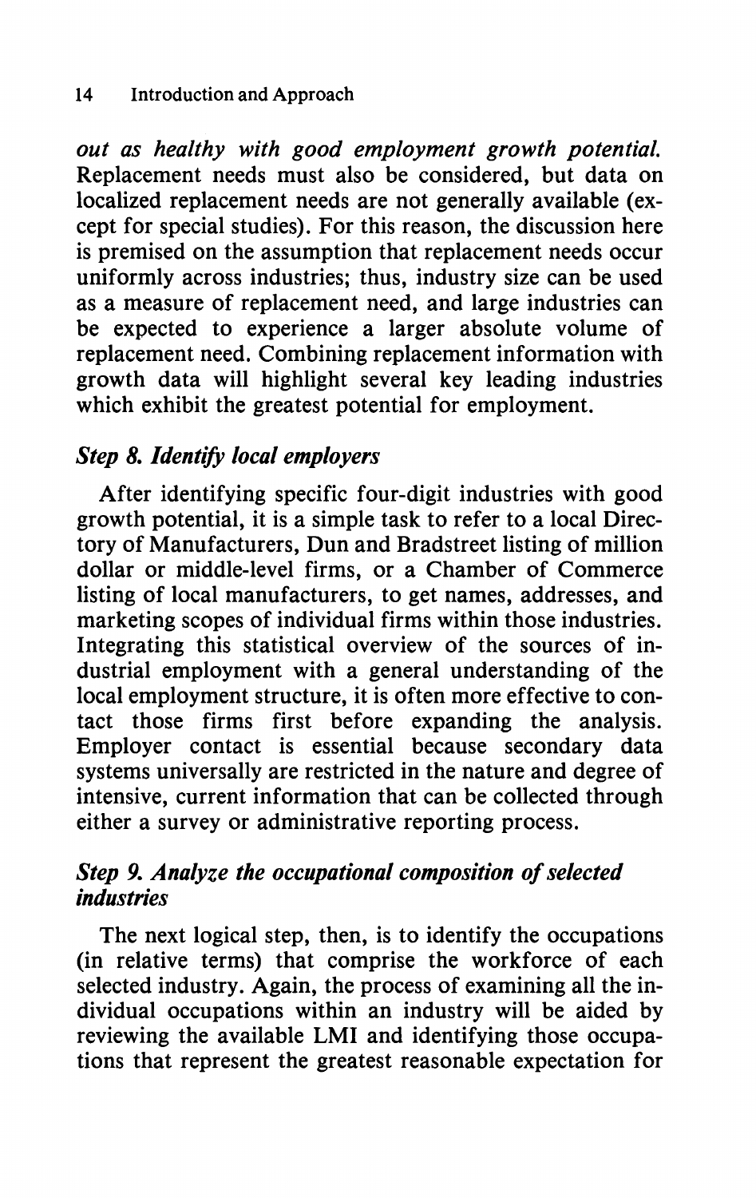*out as healthy with good employment growth potential.* Replacement needs must also be considered, but data on localized replacement needs are not generally available (except for special studies). For this reason, the discussion here is premised on the assumption that replacement needs occur uniformly across industries; thus, industry size can be used as a measure of replacement need, and large industries can be expected to experience a larger absolute volume of replacement need. Combining replacement information with growth data will highlight several key leading industries which exhibit the greatest potential for employment.

### *Step 8. Identify local employers*

After identifying specific four-digit industries with good growth potential, it is a simple task to refer to a local Directory of Manufacturers, Dun and Bradstreet listing of million dollar or middle-level firms, or a Chamber of Commerce listing of local manufacturers, to get names, addresses, and marketing scopes of individual firms within those industries. Integrating this statistical overview of the sources of industrial employment with a general understanding of the local employment structure, it is often more effective to contact those firms first before expanding the analysis. Employer contact is essential because secondary data systems universally are restricted in the nature and degree of intensive, current information that can be collected through either a survey or administrative reporting process.

### *Step 9. Analyze the occupational composition of selected industries*

The next logical step, then, is to identify the occupations (in relative terms) that comprise the workforce of each selected industry. Again, the process of examining all the individual occupations within an industry will be aided by reviewing the available LMI and identifying those occupations that represent the greatest reasonable expectation for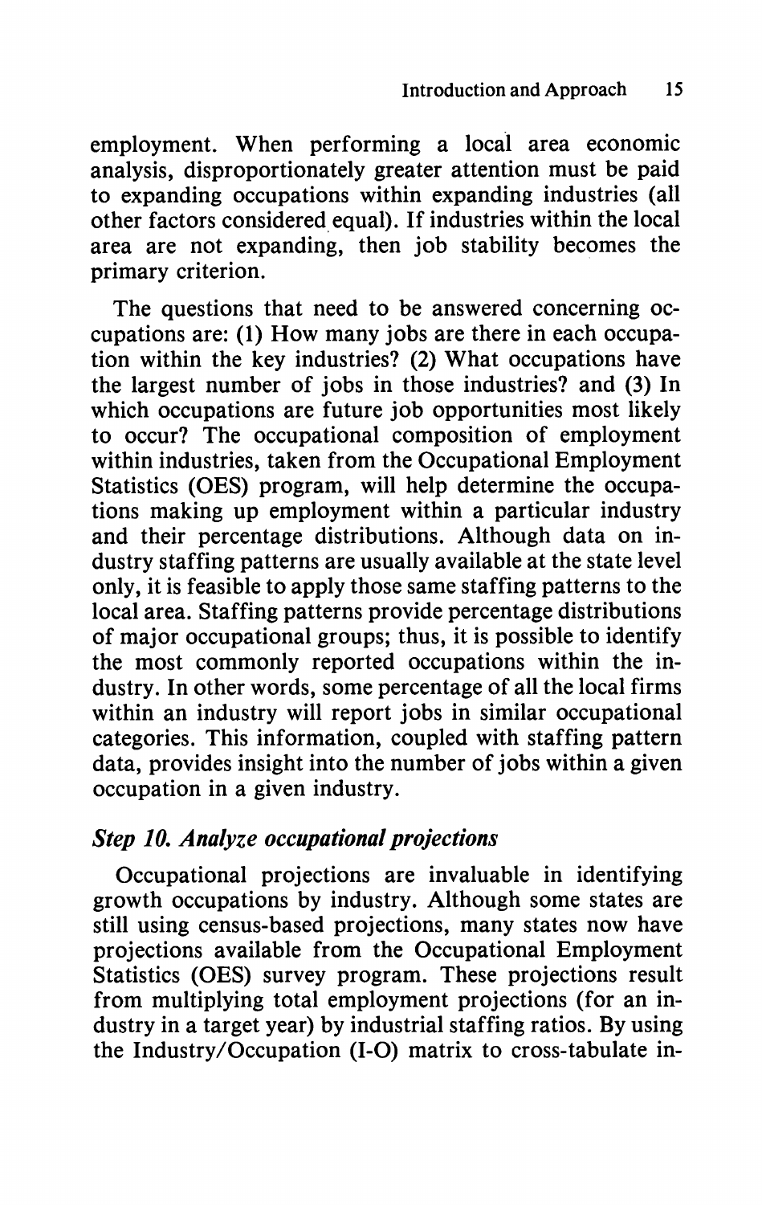employment. When performing a local area economic analysis, disproportionately greater attention must be paid to expanding occupations within expanding industries (all other factors considered equal). If industries within the local area are not expanding, then job stability becomes the primary criterion.

The questions that need to be answered concerning occupations are: (1) How many jobs are there in each occupation within the key industries? (2) What occupations have the largest number of jobs in those industries? and (3) In which occupations are future job opportunities most likely to occur? The occupational composition of employment within industries, taken from the Occupational Employment Statistics (OES) program, will help determine the occupations making up employment within a particular industry and their percentage distributions. Although data on industry staffing patterns are usually available at the state level only, it is feasible to apply those same staffing patterns to the local area. Staffing patterns provide percentage distributions of major occupational groups; thus, it is possible to identify the most commonly reported occupations within the industry. In other words, some percentage of all the local firms within an industry will report jobs in similar occupational categories. This information, coupled with staffing pattern data, provides insight into the number of jobs within a given occupation in a given industry.

### *Step 10. Analyze occupational projections*

Occupational projections are invaluable in identifying growth occupations by industry. Although some states are still using census-based projections, many states now have projections available from the Occupational Employment Statistics (OES) survey program. These projections result from multiplying total employment projections (for an industry in a target year) by industrial staffing ratios. By using the Industry/Occupation (I-O) matrix to cross-tabulate in-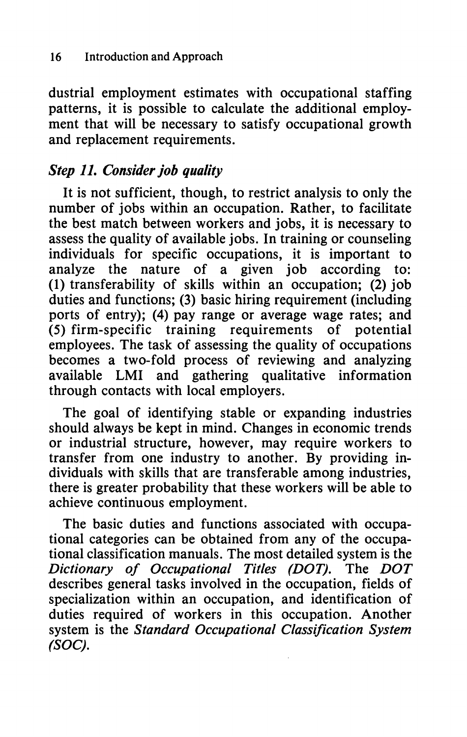dustrial employment estimates with occupational staffing patterns, it is possible to calculate the additional employment that will be necessary to satisfy occupational growth and replacement requirements.

### *Step 11. Consider job quality*

It is not sufficient, though, to restrict analysis to only the number of jobs within an occupation. Rather, to facilitate the best match between workers and jobs, it is necessary to assess the quality of available jobs. In training or counseling individuals for specific occupations, it is important to analyze the nature of a given job according to: (1) transferability of skills within an occupation; (2) job duties and functions; (3) basic hiring requirement (including ports of entry); (4) pay range or average wage rates; and (5) firm-specific training requirements of potential employees. The task of assessing the quality of occupations becomes a two-fold process of reviewing and analyzing available LMI and gathering qualitative information through contacts with local employers.

The goal of identifying stable or expanding industries should always be kept in mind. Changes in economic trends or industrial structure, however, may require workers to transfer from one industry to another. By providing individuals with skills that are transferable among industries, there is greater probability that these workers will be able to achieve continuous employment.

The basic duties and functions associated with occupational categories can be obtained from any of the occupational classification manuals. The most detailed system is the *Dictionary of Occupational Titles (DOT).* The *DOT* describes general tasks involved in the occupation, fields of specialization within an occupation, and identification of duties required of workers in this occupation. Another system is the *Standard Occupational Classification System (SOC).*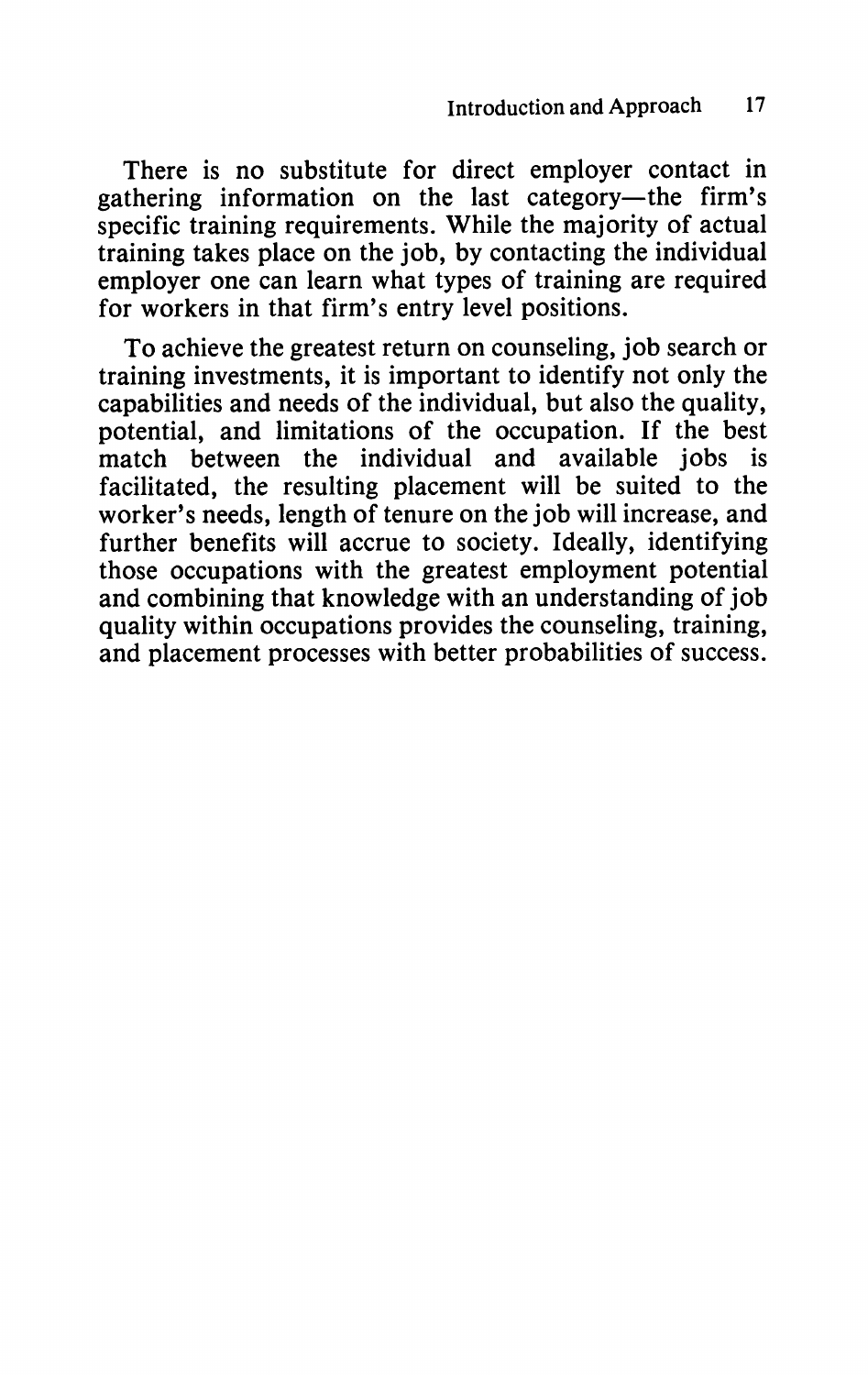There is no substitute for direct employer contact in gathering information on the last category—the firm's specific training requirements. While the majority of actual training takes place on the job, by contacting the individual employer one can learn what types of training are required for workers in that firm's entry level positions.

To achieve the greatest return on counseling, job search or training investments, it is important to identify not only the capabilities and needs of the individual, but also the quality, potential, and limitations of the occupation. If the best match between the individual and available jobs is facilitated, the resulting placement will be suited to the worker's needs, length of tenure on the job will increase, and further benefits will accrue to society. Ideally, identifying those occupations with the greatest employment potential and combining that knowledge with an understanding of job quality within occupations provides the counseling, training, and placement processes with better probabilities of success.